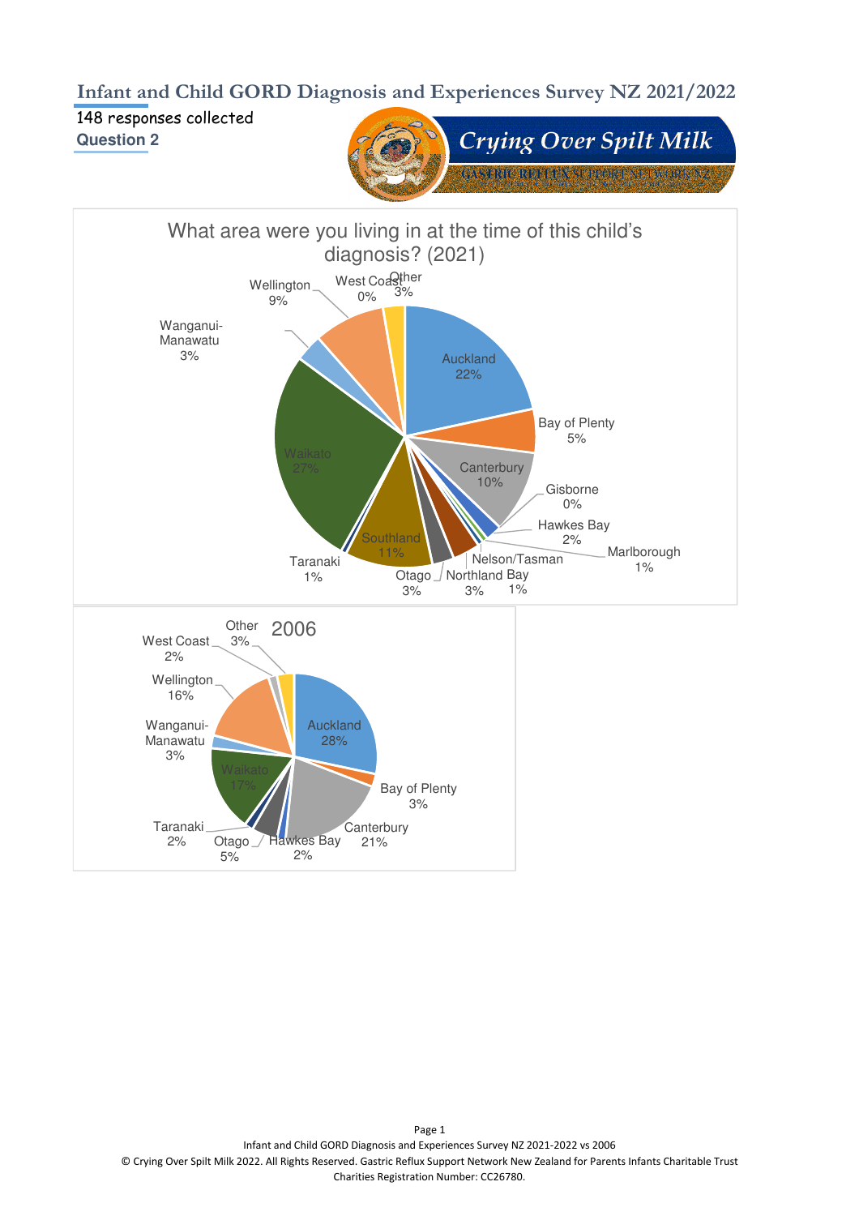# Infant and Child GORD Diagnosis and Experiences Survey NZ 2021/2022

148 responses collected

**Question 2**

Crying Over Spilt Milk

GASTRIC REFLUX SUPPORT NETWORK NZ

## What area were you living in at the time of this child's diagnosis? (2021)

| Area | % |
|---|---|
| Auckland | 22% |
| Bay of Plenty | 5% |
| Canterbury | 10% |
| Gisborne | 0% |
| Hawkes Bay | 2% |
| Marlborough | 1% |
| Nelson/Tasman | 1% |
| Northland | 3% |
| Otago | 3% |
| Southland | 11% |
| Taranaki | 1% |
| Waikato | 27% |
| Wanganui-Manawatu | 3% |
| Wellington | 9% |
| West Coast | 0% |
| Other | 3% |

## 2006

| Area | % |
|---|---|
| Auckland | 28% |
| Bay of Plenty | 3% |
| Canterbury | 21% |
| Hawkes Bay | 2% |
| Otago | 5% |
| Taranaki | 2% |
| Waikato | 17% |
| Wanganui-Manawatu | 3% |
| Wellington | 16% |
| West Coast | 2% |
| Other | 3% |

Infant and Child GORD Diagnosis and Experiences Survey NZ 2021-2022 vs 2006

© Crying Over Spilt Milk 2022. All Rights Reserved. Gastric Reflux Support Network New Zealand for Parents Infants Charitable Trust

Charities Registration Number: CC26780.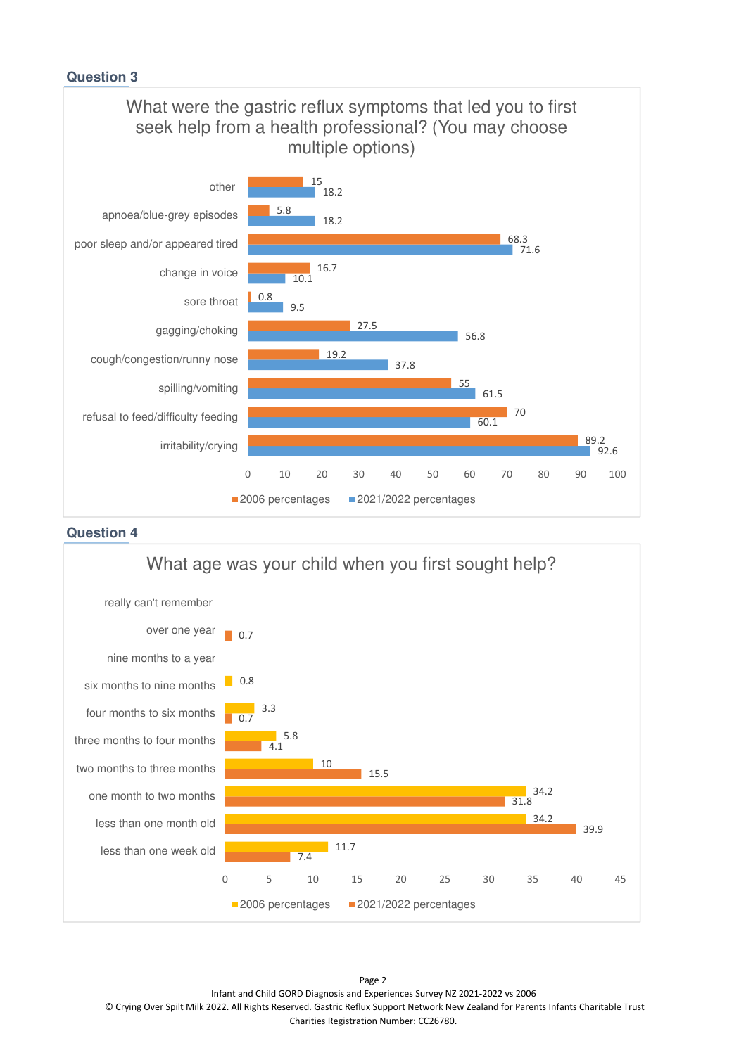## Question 3

**What were the gastric reflux symptoms that led you to first seek help from a health professional? (You may choose multiple options)**

| Symptom | 2006 percentages | 2021/2022 percentages |
|---|---|---|
| other | 15 | 18.2 |
| apnoea/blue-grey episodes | 5.8 | 18.2 |
| poor sleep and/or appeared tired | 68.3 | 71.6 |
| change in voice | 16.7 | 10.1 |
| sore throat | 0.8 | 9.5 |
| gagging/choking | 27.5 | 56.8 |
| cough/congestion/runny nose | 19.2 | 37.8 |
| spilling/vomiting | 55 | 61.5 |
| refusal to feed/difficulty feeding | 70 | 60.1 |
| irritability/crying | 89.2 | 92.6 |

## Question 4

**What age was your child when you first sought help?**

| Age | 2006 percentages | 2021/2022 percentages |
|---|---|---|
| really can't remember | | |
| over one year | | 0.7 |
| nine months to a year | | |
| six months to nine months | 0.8 | |
| four months to six months | 3.3 | 0.7 |
| three months to four months | 5.8 | 4.1 |
| two months to three months | 10 | 15.5 |
| one month to two months | 34.2 | 31.8 |
| less than one month old | 34.2 | 39.9 |
| less than one week old | 11.7 | 7.4 |

Infant and Child GORD Diagnosis and Experiences Survey NZ 2021-2022 vs 2006

© Crying Over Spilt Milk 2022. All Rights Reserved. Gastric Reflux Support Network New Zealand for Parents Infants Charitable Trust

Charities Registration Number: CC26780.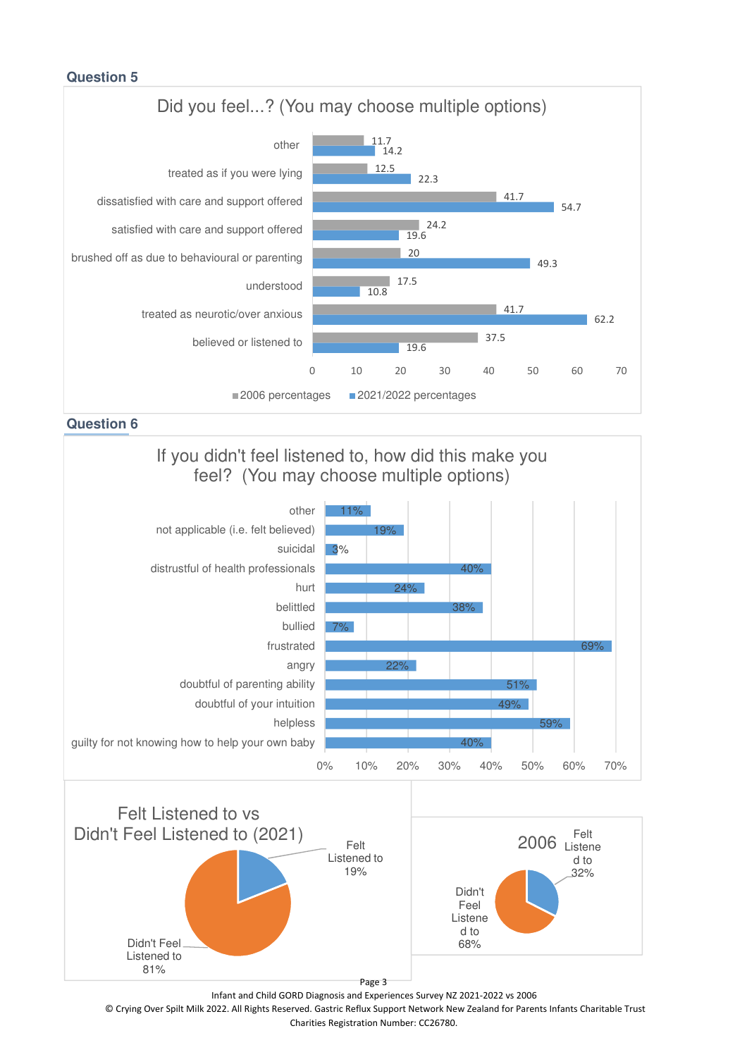## Question 5

**Did you feel...? (You may choose multiple options)**

| | 2006 percentages | 2021/2022 percentages |
|---|---|---|
| other | 11.7 | 14.2 |
| treated as if you were lying | 12.5 | 22.3 |
| dissatisfied with care and support offered | 41.7 | 54.7 |
| satisfied with care and support offered | 24.2 | 19.6 |
| brushed off as due to behavioural or parenting | 20 | 49.3 |
| understood | 17.5 | 10.8 |
| treated as neurotic/over anxious | 41.7 | 62.2 |
| believed or listened to | 37.5 | 19.6 |

## Question 6

**If you didn't feel listened to, how did this make you feel? (You may choose multiple options)**

| | % |
|---|---|
| other | 11% |
| not applicable (i.e. felt believed) | 19% |
| suicidal | 3% |
| distrustful of health professionals | 40% |
| hurt | 24% |
| belittled | 38% |
| bullied | 7% |
| frustrated | 69% |
| angry | 22% |
| doubtful of parenting ability | 51% |
| doubtful of your intuition | 49% |
| helpless | 59% |
| guilty for not knowing how to help your own baby | 40% |

**Felt Listened to vs Didn't Feel Listened to (2021)**

| | % |
|---|---|
| Felt Listened to | 19% |
| Didn't Feel Listened to | 81% |

**2006**

| | % |
|---|---|
| Felt Listened to | 32% |
| Didn't Feel Listened to | 68% |

Infant and Child GORD Diagnosis and Experiences Survey NZ 2021-2022 vs 2006
© Crying Over Spilt Milk 2022. All Rights Reserved. Gastric Reflux Support Network New Zealand for Parents Infants Charitable Trust
Charities Registration Number: CC26780.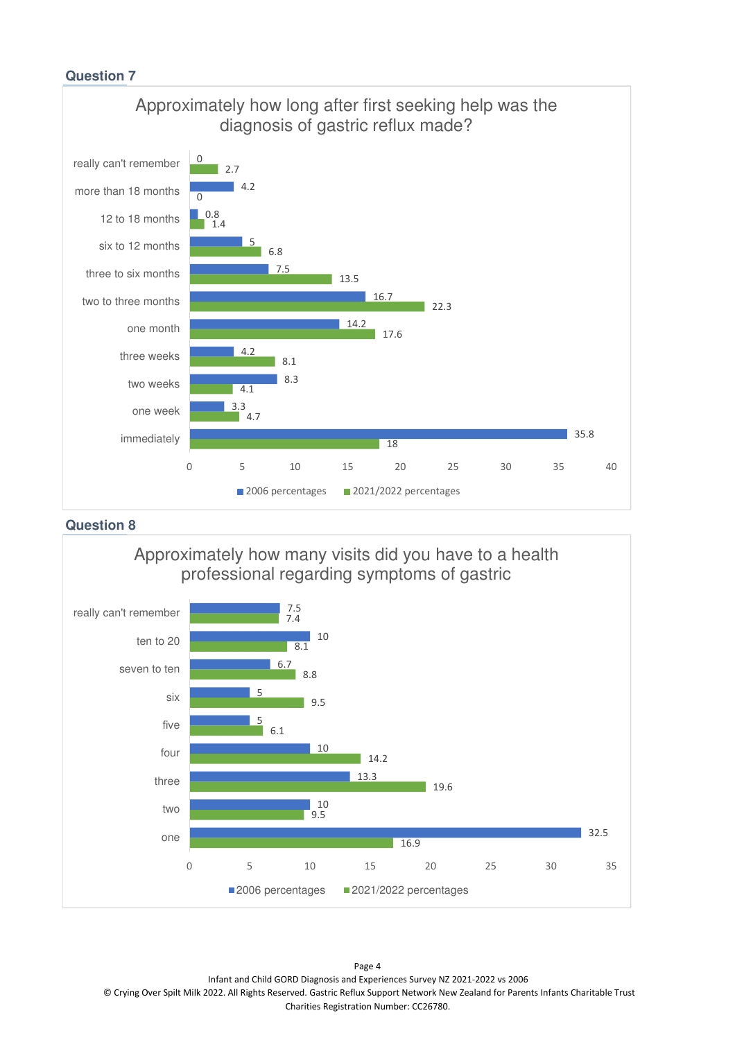## Question 7

**Approximately how long after first seeking help was the diagnosis of gastric reflux made?**

| | 2006 percentages | 2021/2022 percentages |
|---|---|---|
| really can't remember | 0 | 2.7 |
| more than 18 months | 4.2 | 0 |
| 12 to 18 months | 0.8 | 1.4 |
| six to 12 months | 5 | 6.8 |
| three to six months | 7.5 | 13.5 |
| two to three months | 16.7 | 22.3 |
| one month | 14.2 | 17.6 |
| three weeks | 4.2 | 8.1 |
| two weeks | 8.3 | 4.1 |
| one week | 3.3 | 4.7 |
| immediately | 35.8 | 18 |

## Question 8

**Approximately how many visits did you have to a health professional regarding symptoms of gastric**

| | 2006 percentages | 2021/2022 percentages |
|---|---|---|
| really can't remember | 7.5 | 7.4 |
| ten to 20 | 10 | 8.1 |
| seven to ten | 6.7 | 8.8 |
| six | 5 | 9.5 |
| five | 5 | 6.1 |
| four | 10 | 14.2 |
| three | 13.3 | 19.6 |
| two | 10 | 9.5 |
| one | 32.5 | 16.9 |

Infant and Child GORD Diagnosis and Experiences Survey NZ 2021-2022 vs 2006
© Crying Over Spilt Milk 2022. All Rights Reserved. Gastric Reflux Support Network New Zealand for Parents Infants Charitable Trust
Charities Registration Number: CC26780.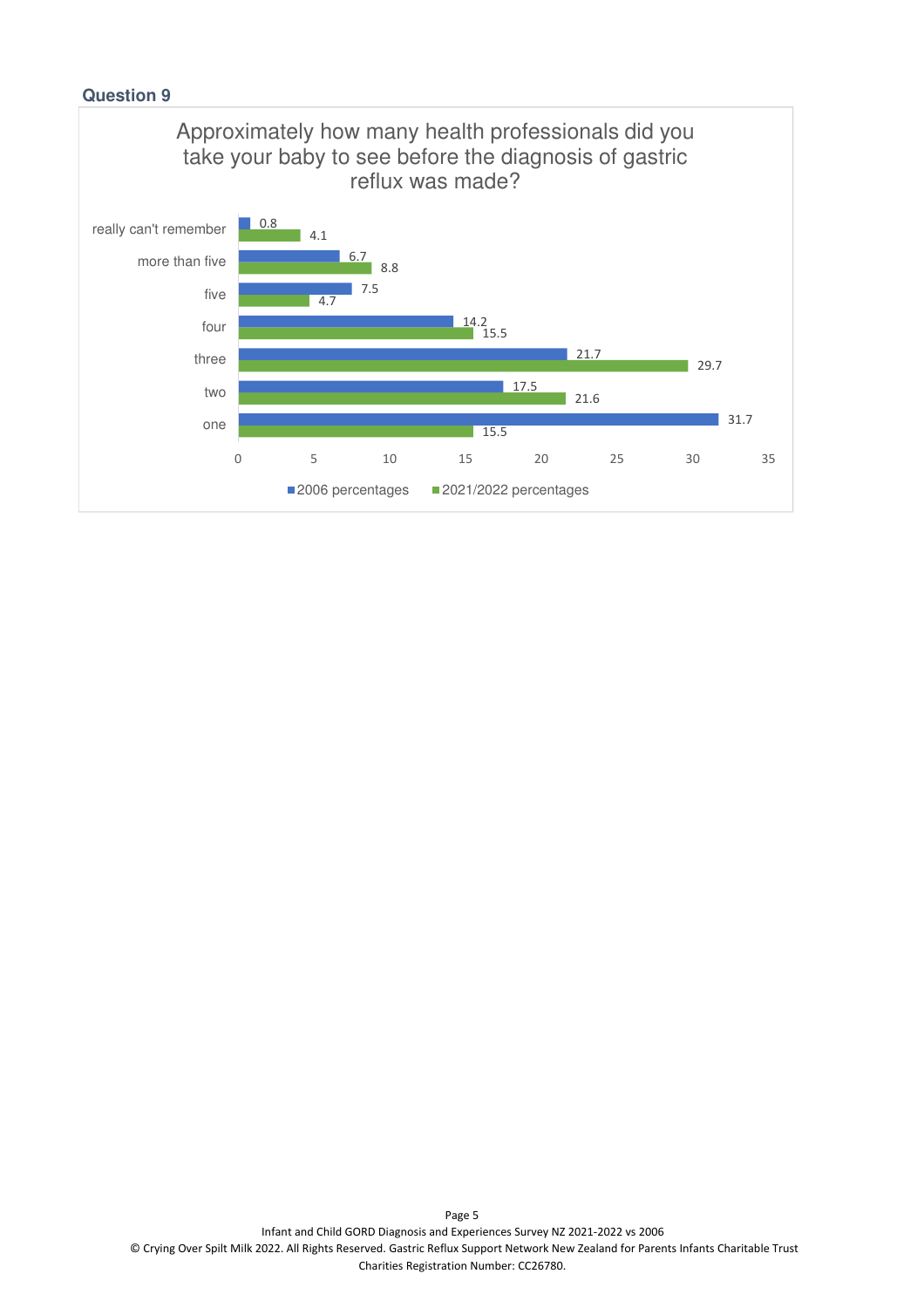### Question 9

**Approximately how many health professionals did you take your baby to see before the diagnosis of gastric reflux was made?**

| | 2006 percentages | 2021/2022 percentages |
|---|---|---|
| really can't remember | 0.8 | 4.1 |
| more than five | 6.7 | 8.8 |
| five | 7.5 | 4.7 |
| four | 14.2 | 15.5 |
| three | 21.7 | 29.7 |
| two | 17.5 | 21.6 |
| one | 31.7 | 15.5 |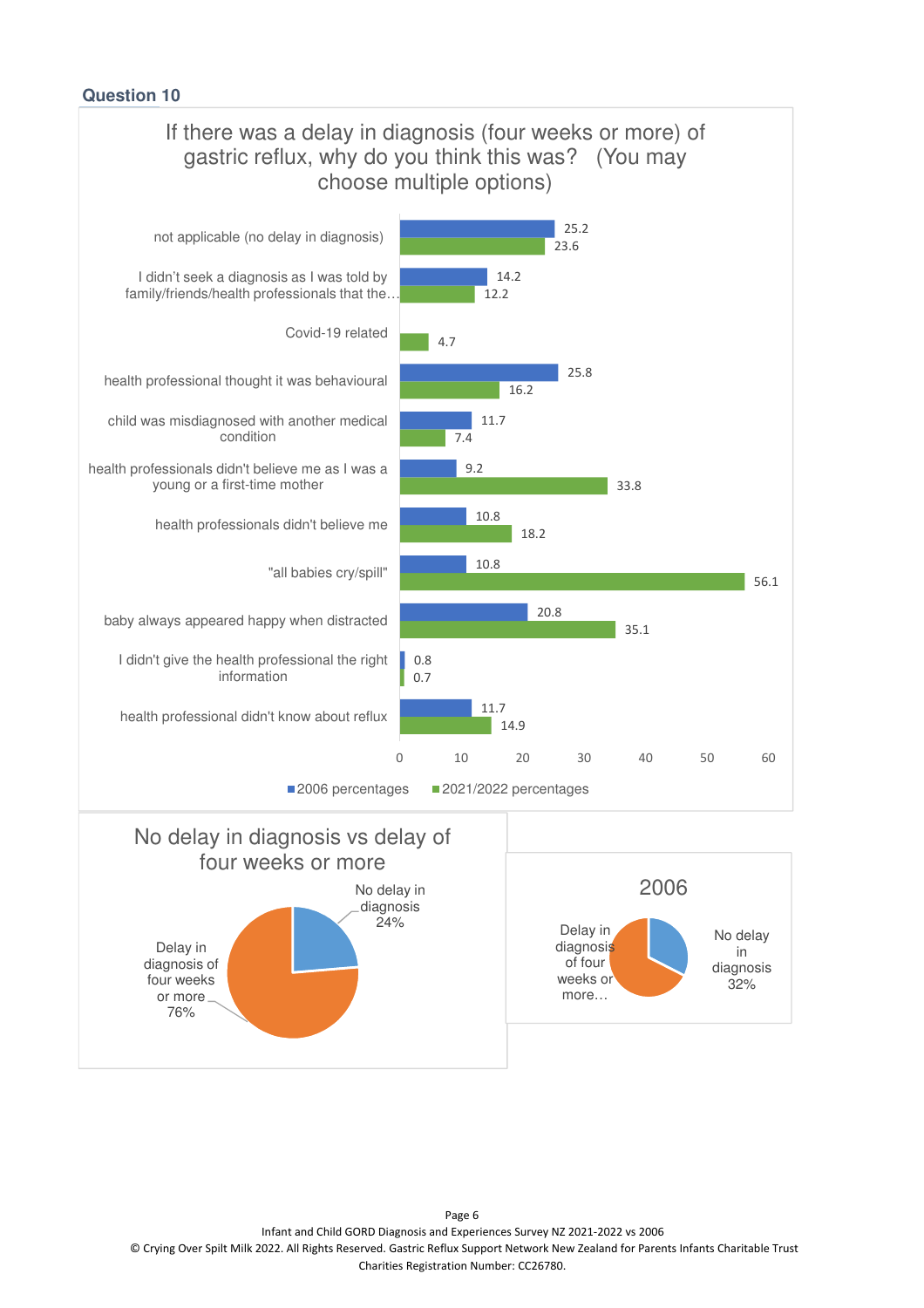### Question 10

**If there was a delay in diagnosis (four weeks or more) of gastric reflux, why do you think this was? (You may choose multiple options)**

| | 2006 percentages | 2021/2022 percentages |
|---|---|---|
| not applicable (no delay in diagnosis) | 25.2 | 23.6 |
| I didn't seek a diagnosis as I was told by family/friends/health professionals that the… | 14.2 | 12.2 |
| Covid-19 related | | 4.7 |
| health professional thought it was behavioural | 25.8 | 16.2 |
| child was misdiagnosed with another medical condition | 11.7 | 7.4 |
| health professionals didn't believe me as I was a young or a first-time mother | 9.2 | 33.8 |
| health professionals didn't believe me | 10.8 | 18.2 |
| "all babies cry/spill" | 10.8 | 56.1 |
| baby always appeared happy when distracted | 20.8 | 35.1 |
| I didn't give the health professional the right information | 0.8 | 0.7 |
| health professional didn't know about reflux | 11.7 | 14.9 |

**No delay in diagnosis vs delay of four weeks or more**

| | Percentage |
|---|---|
| No delay in diagnosis | 24% |
| Delay in diagnosis of four weeks or more | 76% |

**2006**

| | Percentage |
|---|---|
| No delay in diagnosis | 32% |
| Delay in diagnosis of four weeks or more… | |

Infant and Child GORD Diagnosis and Experiences Survey NZ 2021-2022 vs 2006
© Crying Over Spilt Milk 2022. All Rights Reserved. Gastric Reflux Support Network New Zealand for Parents Infants Charitable Trust
Charities Registration Number: CC26780.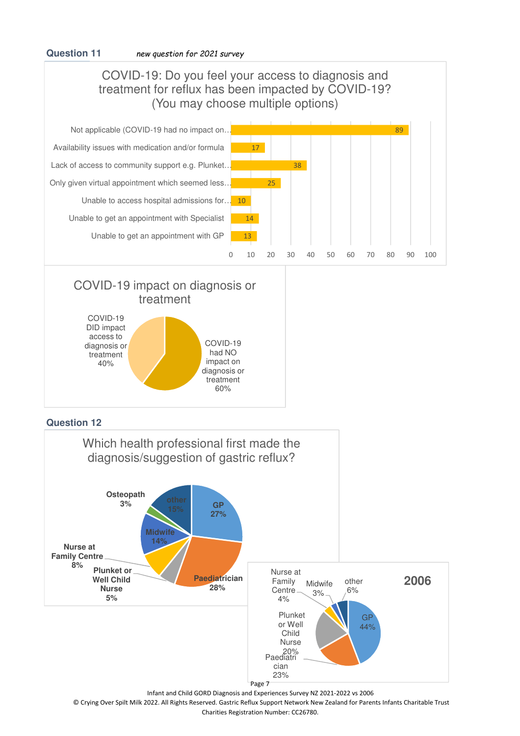## Question 11

*new question for 2021 survey*

**COVID-19: Do you feel your access to diagnosis and treatment for reflux has been impacted by COVID-19? (You may choose multiple options)**

| Option | Count |
|---|---|
| Not applicable (COVID-19 had no impact on… | 89 |
| Availability issues with medication and/or formula | 17 |
| Lack of access to community support e.g. Plunket… | 38 |
| Only given virtual appointment which seemed less… | 25 |
| Unable to access hospital admissions for… | 10 |
| Unable to get an appointment with Specialist | 14 |
| Unable to get an appointment with GP | 13 |

**COVID-19 impact on diagnosis or treatment**

| Response | Percentage |
|---|---|
| COVID-19 DID impact access to diagnosis or treatment | 40% |
| COVID-19 had NO impact on diagnosis or treatment | 60% |

## Question 12

**Which health professional first made the diagnosis/suggestion of gastric reflux?**

| Health professional | Percentage |
|---|---|
| GP | 27% |
| Paediatrician | 28% |
| Plunket or Well Child Nurse | 5% |
| Nurse at Family Centre | 8% |
| Midwife | 14% |
| Osteopath | 3% |
| other | 15% |

**2006**

| Health professional | Percentage |
|---|---|
| GP | 44% |
| Paediatrician | 23% |
| Plunket or Well Child Nurse | 20% |
| Nurse at Family Centre | 4% |
| Midwife | 3% |
| other | 6% |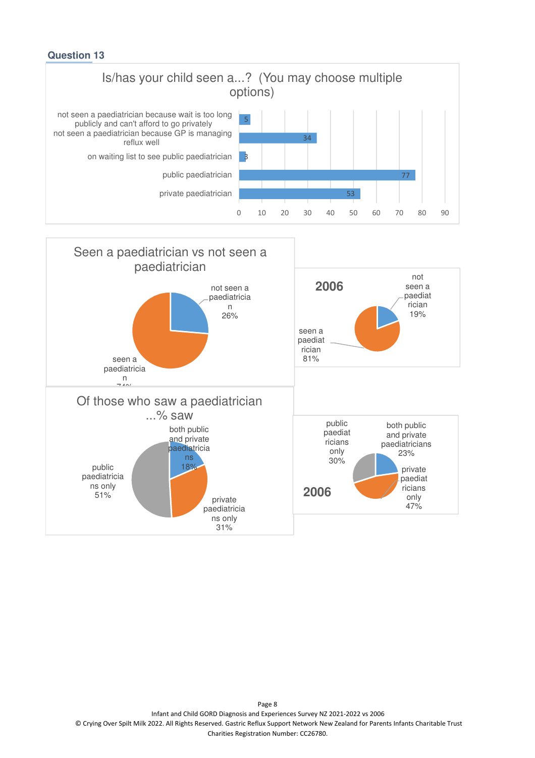## Question 13

**Is/has your child seen a...? (You may choose multiple options)**

| Option | Count |
|---|---|
| not seen a paediatrician because wait is too long publicly and can't afford to go privately | 5 |
| not seen a paediatrician because GP is managing reflux well | 34 |
| on waiting list to see public paediatrician | 3 |
| public paediatrician | 77 |
| private paediatrician | 53 |

**Seen a paediatrician vs not seen a paediatrician**

| | Current | 2006 |
|---|---|---|
| not seen a paediatrician | 26% | 19% |
| seen a paediatrician | 74% | 81% |

**Of those who saw a paediatrician ...% saw**

| | Current | 2006 |
|---|---|---|
| both public and private paediatricians | 18% | 23% |
| private paediatricians only | 31% | 47% |
| public paediatricians only | 51% | 30% |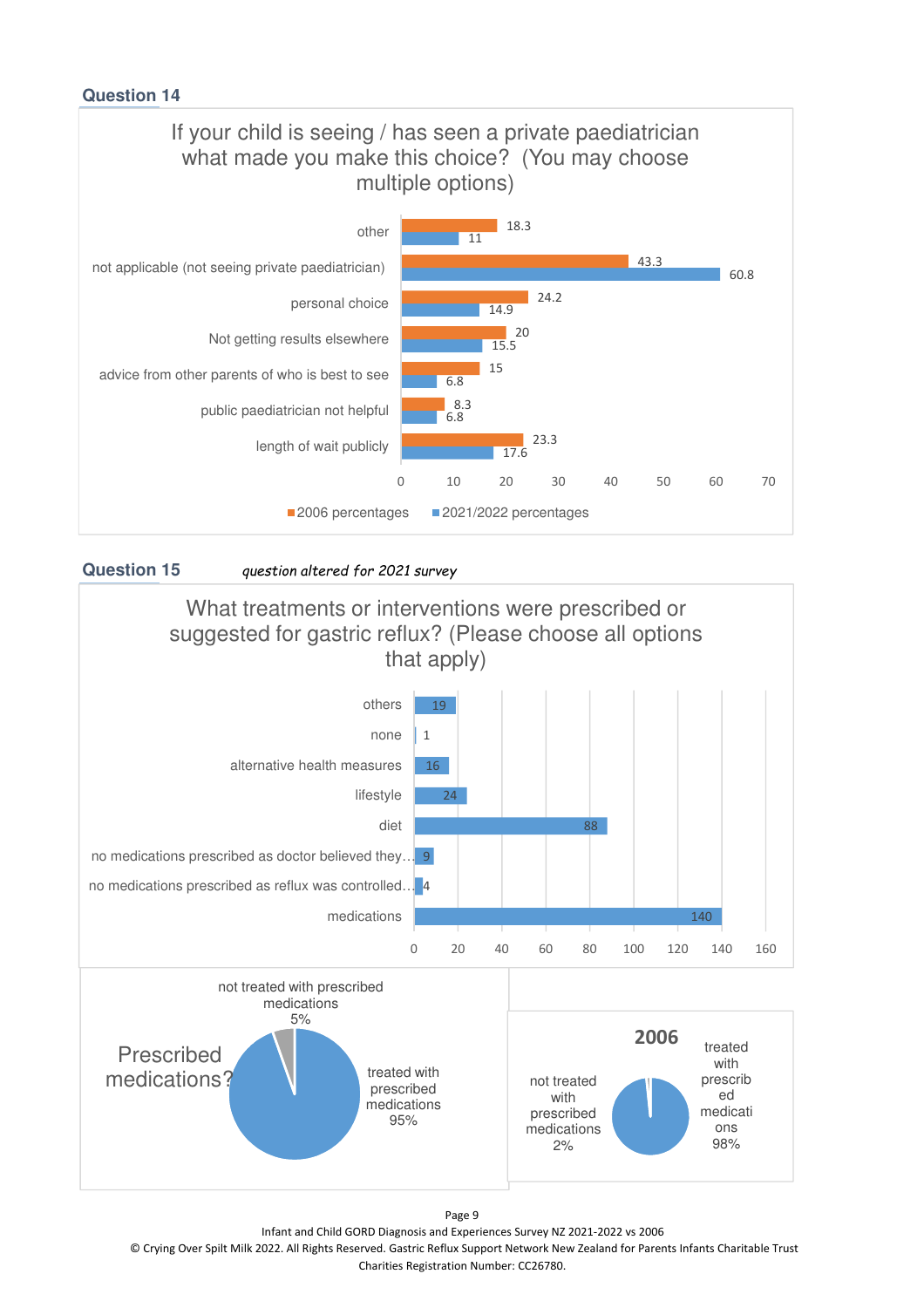## Question 14

**If your child is seeing / has seen a private paediatrician what made you make this choice? (You may choose multiple options)**

| | 2006 percentages | 2021/2022 percentages |
|---|---|---|
| other | 18.3 | 11 |
| not applicable (not seeing private paediatrician) | 43.3 | 60.8 |
| personal choice | 24.2 | 14.9 |
| Not getting results elsewhere | 20 | 15.5 |
| advice from other parents of who is best to see | 15 | 6.8 |
| public paediatrician not helpful | 8.3 | 6.8 |
| length of wait publicly | 23.3 | 17.6 |

## Question 15

*question altered for 2021 survey*

**What treatments or interventions were prescribed or suggested for gastric reflux? (Please choose all options that apply)**

| | |
|---|---|
| others | 19 |
| none | 1 |
| alternative health measures | 16 |
| lifestyle | 24 |
| diet | 88 |
| no medications prescribed as doctor believed they… | 9 |
| no medications prescribed as reflux was controlled… | 4 |
| medications | 140 |

**Prescribed medications?**

| | |
|---|---|
| treated with prescribed medications | 95% |
| not treated with prescribed medications | 5% |

**2006**

| | |
|---|---|
| treated with prescribed medications | 98% |
| not treated with prescribed medications | 2% |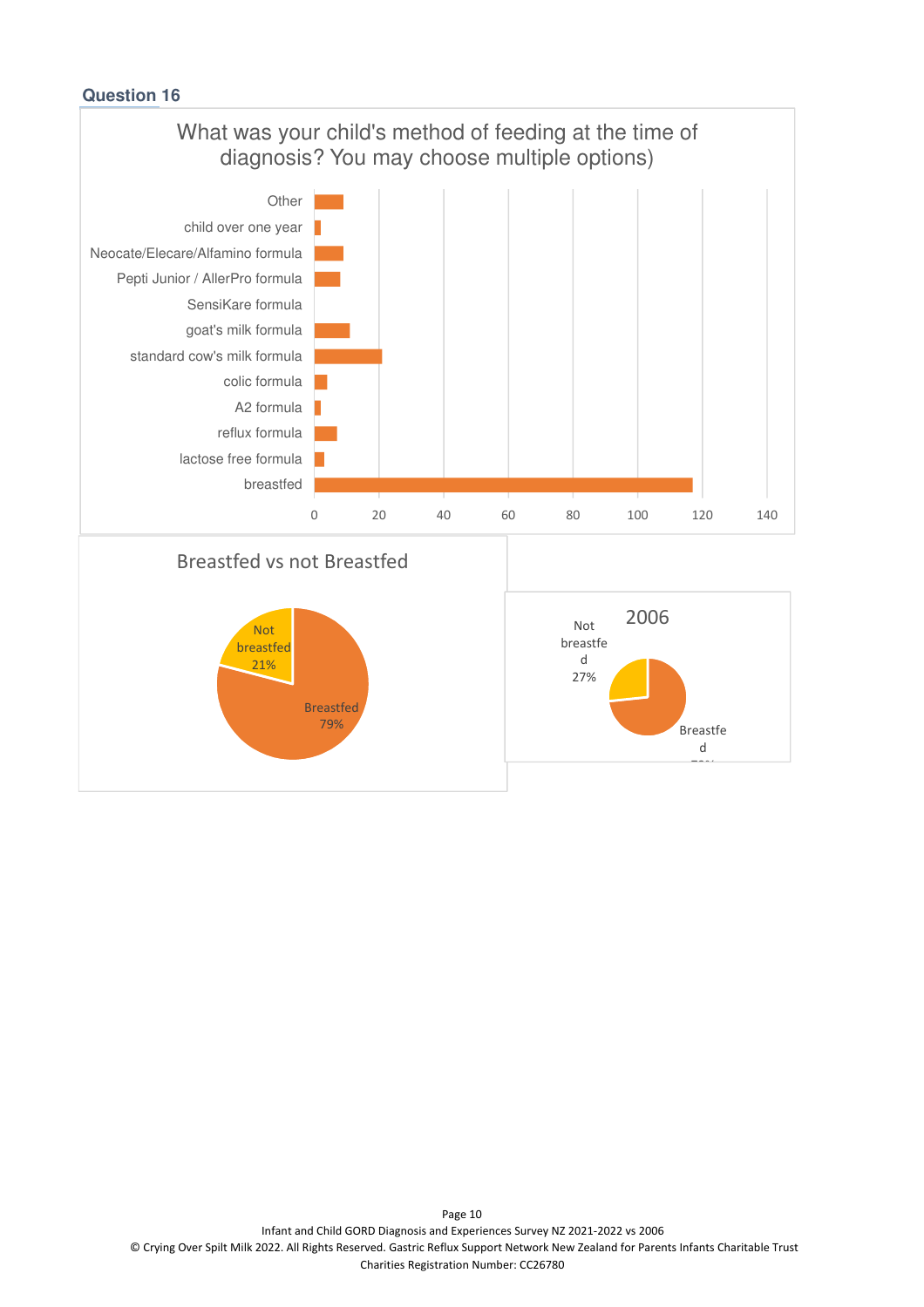## Question 16

What was your child's method of feeding at the time of diagnosis? You may choose multiple options)

| Method | Count (approx.) |
|---|---|
| Other | 9 |
| child over one year | 2 |
| Neocate/Elecare/Alfamino formula | 9 |
| Pepti Junior / AllerPro formula | 8 |
| SensiKare formula | 0 |
| goat's milk formula | 11 |
| standard cow's milk formula | 21 |
| colic formula | 4 |
| A2 formula | 2 |
| reflux formula | 7 |
| lactose free formula | 3 |
| breastfed | 117 |

Breastfed vs not Breastfed

- Not breastfed 21%
- Breastfed 79%

2006

- Not breastfed 27%
- Breastfed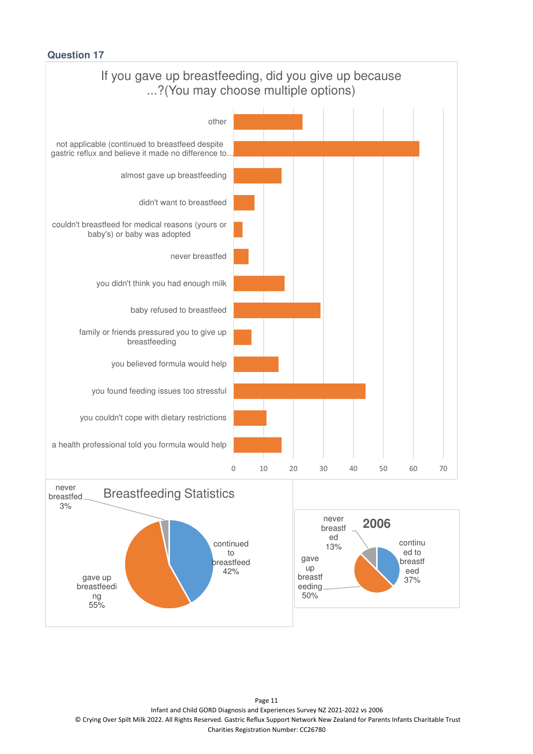### Question 17

If you gave up breastfeeding, did you give up because ...?(You may choose multiple options)

| Response | Value (approx.) |
|---|---|
| other | 23 |
| not applicable (continued to breastfeed despite gastric reflux and believe it made no difference to… | 62 |
| almost gave up breastfeeding | 16 |
| didn't want to breastfeed | 7 |
| couldn't breastfeed for medical reasons (yours or baby's) or baby was adopted | 3 |
| never breastfed | 5 |
| you didn't think you had enough milk | 17 |
| baby refused to breastfeed | 29 |
| family or friends pressured you to give up breastfeeding | 6 |
| you believed formula would help | 15 |
| you found feeding issues too stressful | 44 |
| you couldn't cope with dietary restrictions | 11 |
| a health professional told you formula would help | 16 |

**Breastfeeding Statistics**

- never breastfed 3%
- continued to breastfeed 42%
- gave up breastfeeding 55%

**2006**

- never breastfed 13%
- continued to breastfeed 37%
- gave up breastfeeding 50%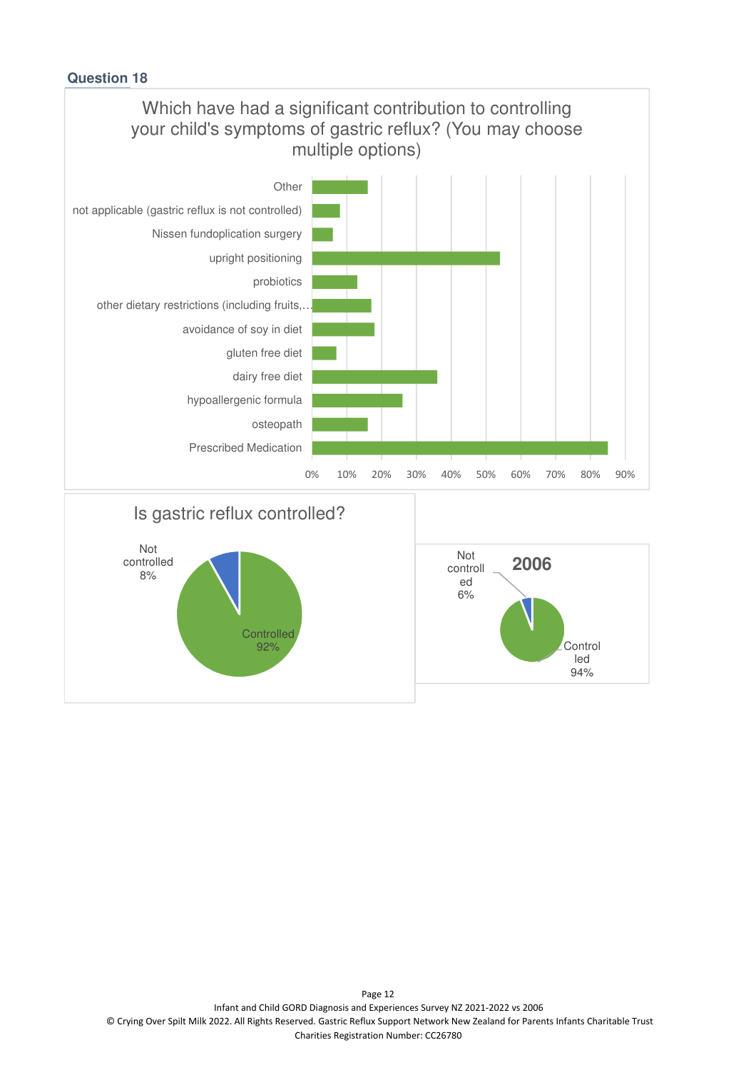## Question 18

Which have had a significant contribution to controlling your child's symptoms of gastric reflux? (You may choose multiple options)

| Option | Approx. % |
|---|---|
| Other | 16% |
| not applicable (gastric reflux is not controlled) | 8% |
| Nissen fundoplication surgery | 6% |
| upright positioning | 54% |
| probiotics | 13% |
| other dietary restrictions (including fruits,… | 17% |
| avoidance of soy in diet | 18% |
| gluten free diet | 7% |
| dairy free diet | 36% |
| hypoallergenic formula | 26% |
| osteopath | 16% |
| Prescribed Medication | 85% |

Is gastric reflux controlled?

- Not controlled 8%
- Controlled 92%

**2006**

- Not controlled 6%
- Controlled 94%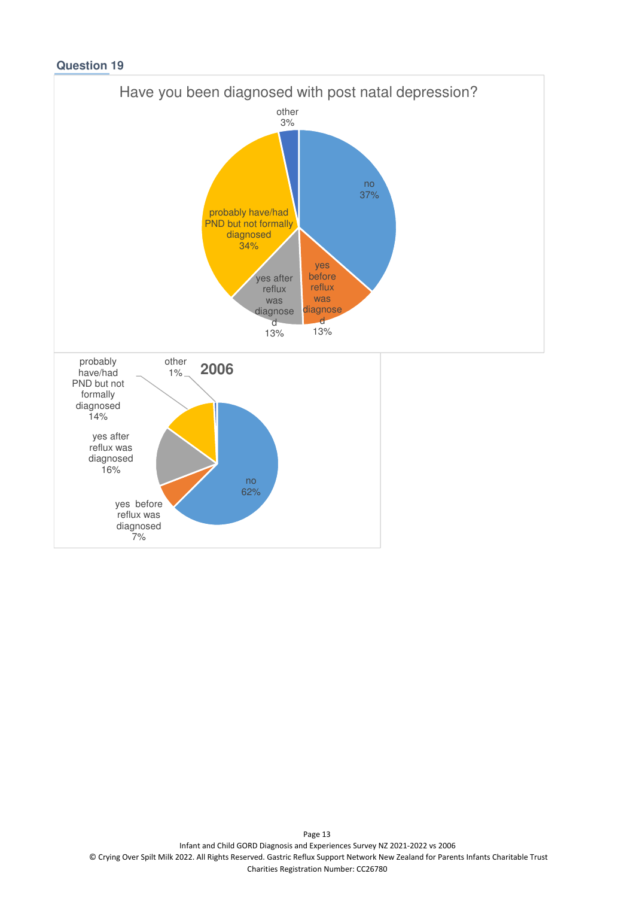**Question 19**

Have you been diagnosed with post natal depression?

| Response | % |
|---|---|
| no | 37% |
| yes before reflux was diagnosed | 13% |
| yes after reflux was diagnosed | 13% |
| probably have/had PND but not formally diagnosed | 34% |
| other | 3% |

**2006**

| Response | % |
|---|---|
| no | 62% |
| yes before reflux was diagnosed | 7% |
| yes after reflux was diagnosed | 16% |
| probably have/had PND but not formally diagnosed | 14% |
| other | 1% |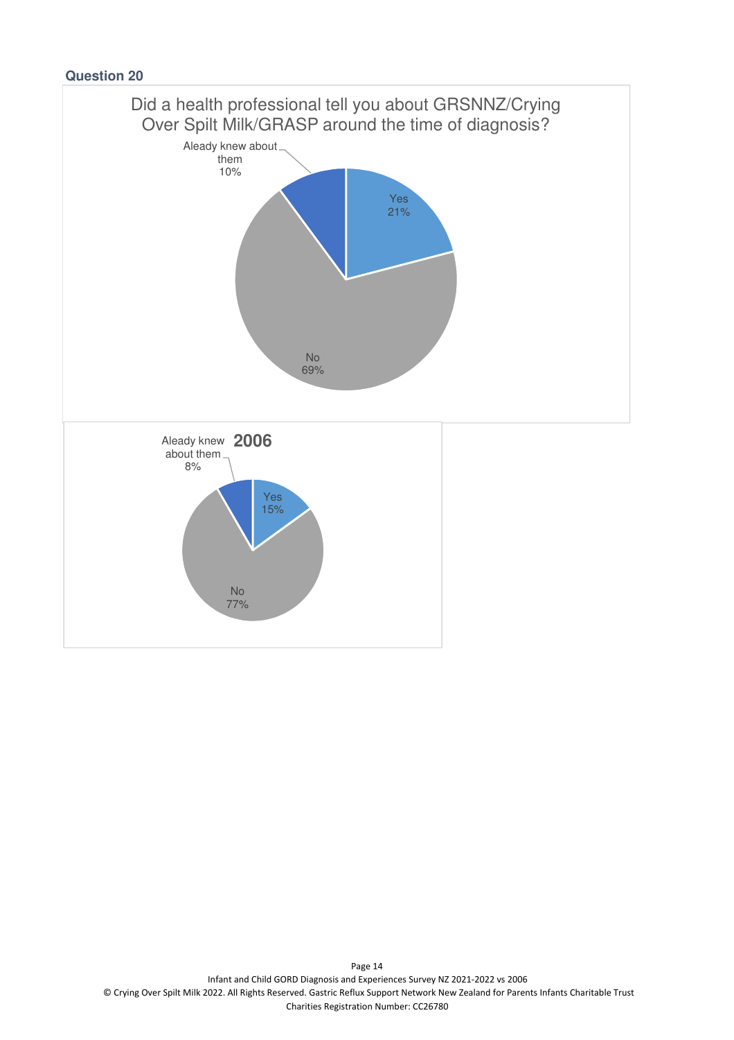### Question 20

Did a health professional tell you about GRSNNZ/Crying Over Spilt Milk/GRASP around the time of diagnosis?

| Response | Percentage |
|---|---|
| Yes | 21% |
| No | 69% |
| Aleady knew about them | 10% |

**2006**

| Response | Percentage |
|---|---|
| Yes | 15% |
| No | 77% |
| Aleady knew about them | 8% |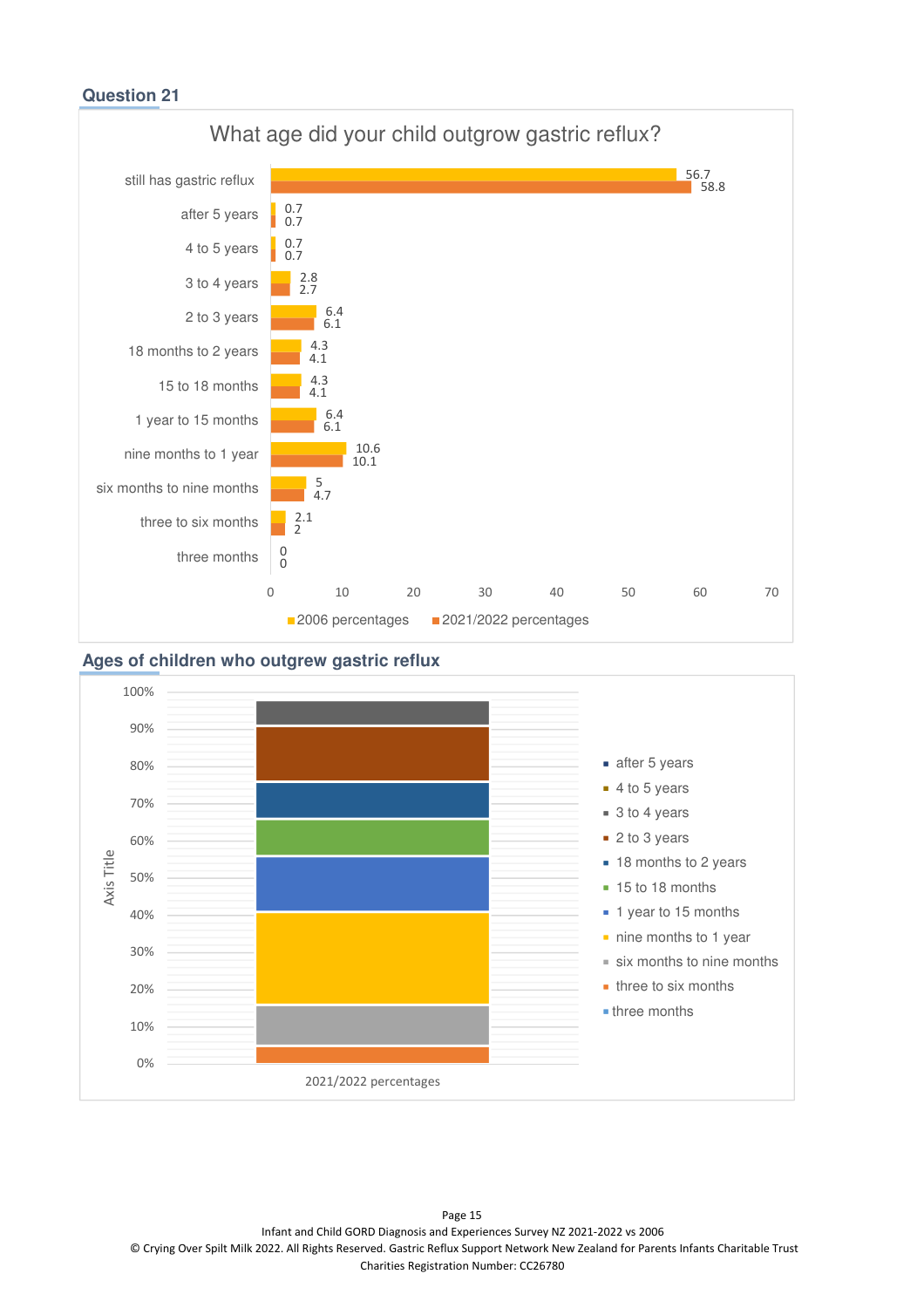## Question 21

### What age did your child outgrow gastric reflux?

| | 2006 percentages | 2021/2022 percentages |
|---|---|---|
| still has gastric reflux | 56.7 | 58.8 |
| after 5 years | 0.7 | 0.7 |
| 4 to 5 years | 0.7 | 0.7 |
| 3 to 4 years | 2.8 | 2.7 |
| 2 to 3 years | 6.4 | 6.1 |
| 18 months to 2 years | 4.3 | 4.1 |
| 15 to 18 months | 4.3 | 4.1 |
| 1 year to 15 months | 6.4 | 6.1 |
| nine months to 1 year | 10.6 | 10.1 |
| six months to nine months | 5 | 4.7 |
| three to six months | 2.1 | 2 |
| three months | 0 | 0 |

## Ages of children who outgrew gastric reflux

Stacked bar chart: 2021/2022 percentages (Axis Title: 0%–100%)

Legend: after 5 years; 4 to 5 years; 3 to 4 years; 2 to 3 years; 18 months to 2 years; 15 to 18 months; 1 year to 15 months; nine months to 1 year; six months to nine months; three to six months; three months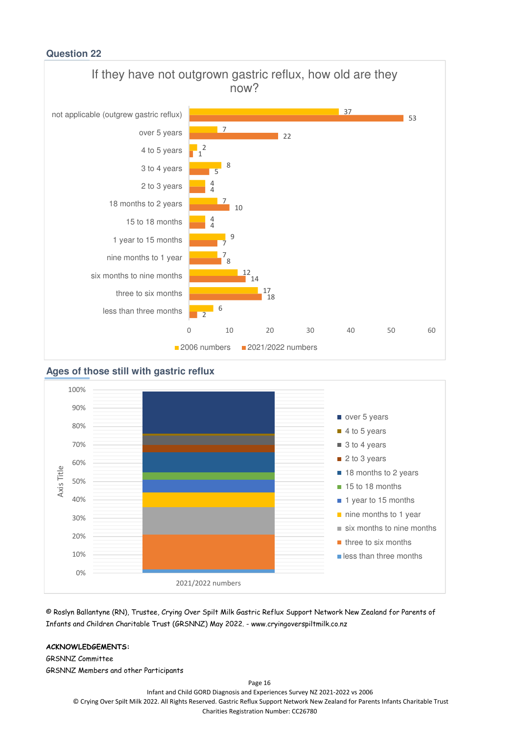## Question 22

If they have not outgrown gastric reflux, how old are they now?

not applicable (outgrew gastric reflux) 37 53
over 5 years 7 22
4 to 5 years 2 1
3 to 4 years 8 5
2 to 3 years 4 4
18 months to 2 years 7 10
15 to 18 months 4 4
1 year to 15 months 9 7
nine months to 1 year 7 8
six months to nine months 12 14
three to six months 17 18
less than three months 6 2

0 10 20 30 40 50 60

2006 numbers
2021/2022 numbers

## Ages of those still with gastric reflux

100%
90%
80%
70%
60%
50%
40%
30%
20%
10%
0%

Axis Title

2021/2022 numbers

over 5 years
4 to 5 years
3 to 4 years
2 to 3 years
18 months to 2 years
15 to 18 months
1 year to 15 months
nine months to 1 year
six months to nine months
three to six months
less than three months

© Roslyn Ballantyne (RN), Trustee, Crying Over Spilt Milk Gastric Reflux Support Network New Zealand for Parents of Infants and Children Charitable Trust (GRSNNZ) May 2022. - www.cryingoverspiltmilk.co.nz

**ACKNOWLEDGEMENTS:**
GRSNNZ Committee
GRSNNZ Members and other Participants